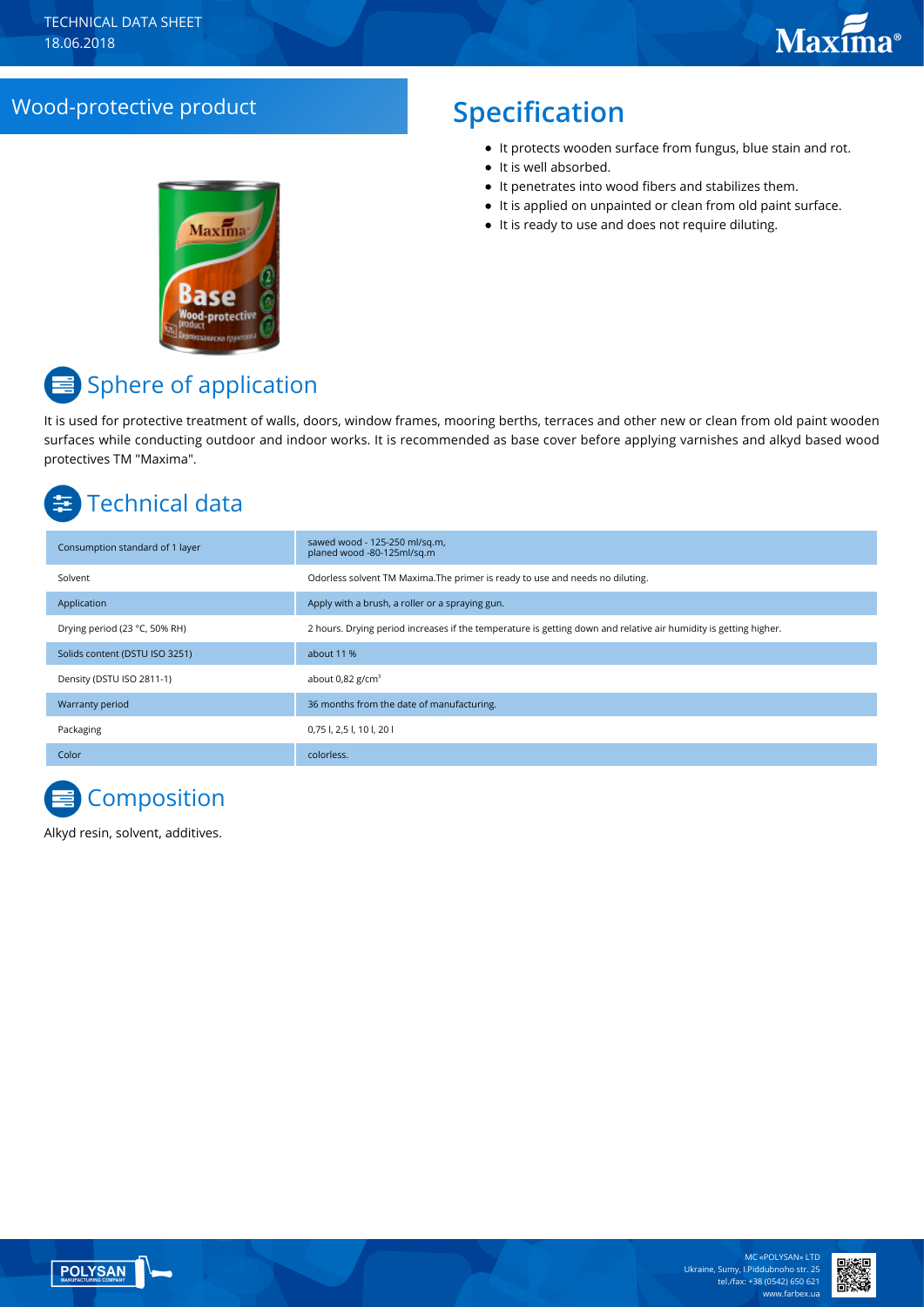TECHNICAL DATA SHEET
18.06.2018

## Wood-protective product

## Specification

- It protects wooden surface from fungus, blue stain and rot.
- It is well absorbed.
- It penetrates into wood fibers and stabilizes them.
- It is applied on unpainted or clean from old paint surface.
- It is ready to use and does not require diluting.

## Sphere of application

It is used for protective treatment of walls, doors, window frames, mooring berths, terraces and other new or clean from old paint wooden surfaces while conducting outdoor and indoor works. It is recommended as base cover before applying varnishes and alkyd based wood protectives TM "Maxima".

## Technical data

| | |
|---|---|
| Consumption standard of 1 layer | sawed wood - 125-250 ml/sq.m, planed wood -80-125ml/sq.m |
| Solvent | Odorless solvent TM Maxima.The primer is ready to use and needs no diluting. |
| Application | Apply with a brush, a roller or a spraying gun. |
| Drying period (23 °C, 50% RH) | 2 hours. Drying period increases if the temperature is getting down and relative air humidity is getting higher. |
| Solids content (DSTU ISO 3251) | about 11 % |
| Density (DSTU ISO 2811-1) | about 0,82 g/cm³ |
| Warranty period | 36 months from the date of manufacturing. |
| Packaging | 0,75 l, 2,5 l, 10 l, 20 l |
| Color | colorless. |

## Composition

Alkyd resin, solvent, additives.

MC «POLYSAN» LTD
Ukraine, Sumy, I.Piddubnoho str. 25
tel./fax: +38 (0542) 650 621
www.farbex.ua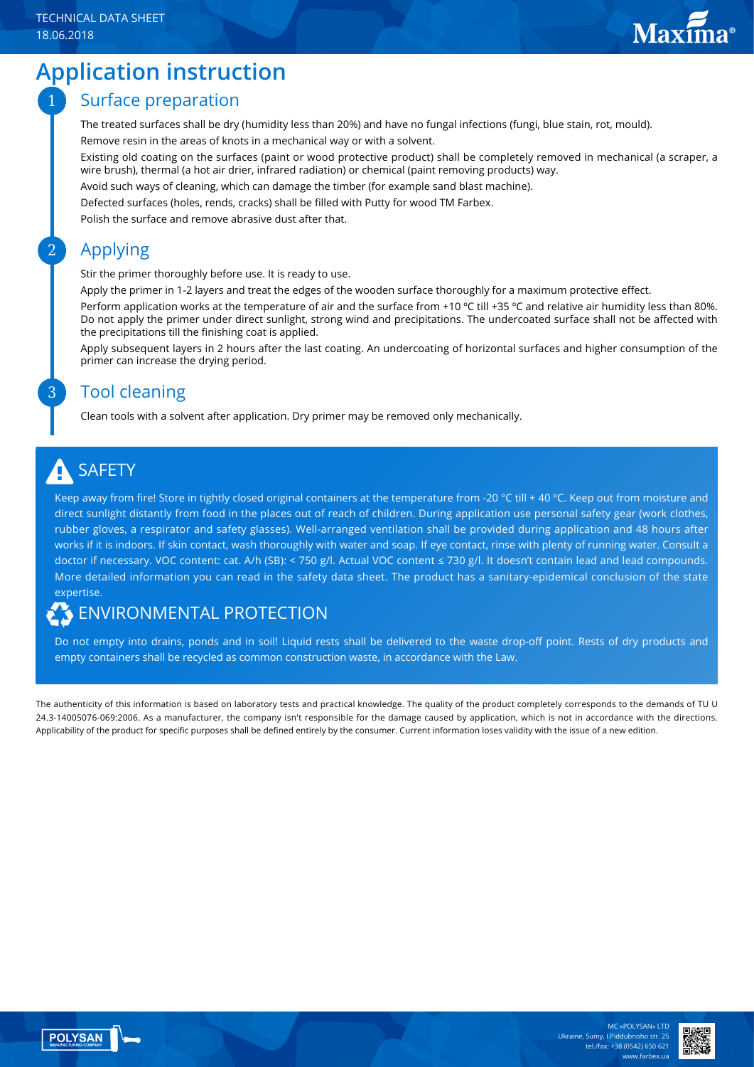# Application instruction

## 1 Surface preparation

The treated surfaces shall be dry (humidity less than 20%) and have no fungal infections (fungi, blue stain, rot, mould).

Remove resin in the areas of knots in a mechanical way or with a solvent.

Existing old coating on the surfaces (paint or wood protective product) shall be completely removed in mechanical (a scraper, a wire brush), thermal (a hot air drier, infrared radiation) or chemical (paint removing products) way.

Avoid such ways of cleaning, which can damage the timber (for example sand blast machine).

Defected surfaces (holes, rends, cracks) shall be filled with Putty for wood TM Farbex.

Polish the surface and remove abrasive dust after that.

## 2 Applying

Stir the primer thoroughly before use. It is ready to use.

Apply the primer in 1-2 layers and treat the edges of the wooden surface thoroughly for a maximum protective effect.

Perform application works at the temperature of air and the surface from +10 ºC till +35 ºC and relative air humidity less than 80%. Do not apply the primer under direct sunlight, strong wind and precipitations. The undercoated surface shall not be affected with the precipitations till the finishing coat is applied.

Apply subsequent layers in 2 hours after the last coating. An undercoating of horizontal surfaces and higher consumption of the primer can increase the drying period.

## 3 Tool cleaning

Clean tools with a solvent after application. Dry primer may be removed only mechanically.

## SAFETY

Keep away from fire! Store in tightly closed original containers at the temperature from -20 °C till + 40 ºC. Keep out from moisture and direct sunlight distantly from food in the places out of reach of children. During application use personal safety gear (work clothes, rubber gloves, a respirator and safety glasses). Well-arranged ventilation shall be provided during application and 48 hours after works if it is indoors. If skin contact, wash thoroughly with water and soap. If eye contact, rinse with plenty of running water. Consult a doctor if necessary. VOC content: cat. A/h (SB): < 750 g/l. Actual VOC content ≤ 730 g/l. It doesn't contain lead and lead compounds. More detailed information you can read in the safety data sheet. The product has a sanitary-epidemical conclusion of the state expertise.

## ENVIRONMENTAL PROTECTION

Do not empty into drains, ponds and in soil! Liquid rests shall be delivered to the waste drop-off point. Rests of dry products and empty containers shall be recycled as common construction waste, in accordance with the Law.

The authenticity of this information is based on laboratory tests and practical knowledge. The quality of the product completely corresponds to the demands of TU U 24.3-14005076-069:2006. As a manufacturer, the company isn't responsible for the damage caused by application, which is not in accordance with the directions. Applicability of the product for specific purposes shall be defined entirely by the consumer. Current information loses validity with the issue of a new edition.

MC «POLYSAN» LTD
Ukraine, Sumy, I.Piddubnoho str. 25
tel./fax: +38 (0542) 650 621
www.farbex.ua